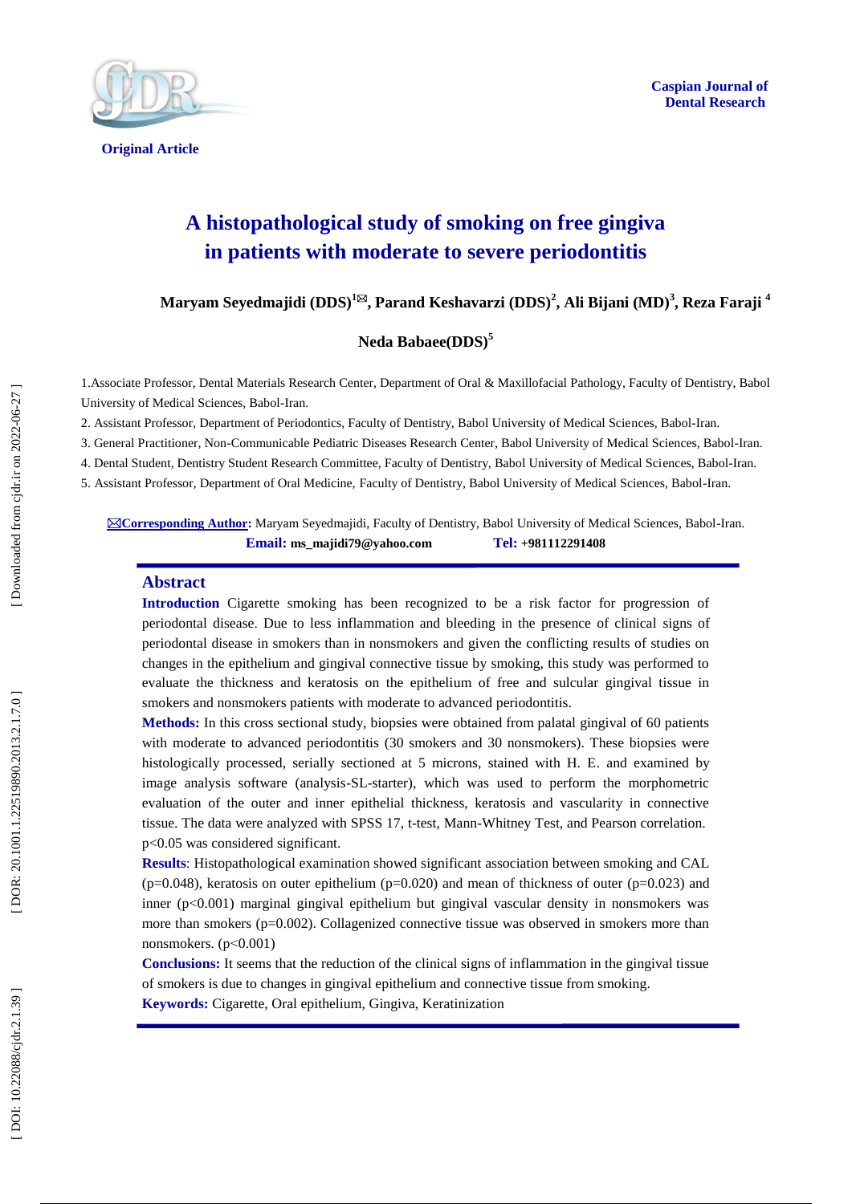Caspian Journal of Dental Research

Original Article

# A histopathological study of smoking on free gingiva in patients with moderate to severe periodontitis

**Maryam Seyedmajidi (DDS)[1]✉, Parand Keshavarzi (DDS)[2], Ali Bijani (MD)[3], Reza Faraji [4]**

**Neda Babaee(DDS)[5]**

1.Associate Professor, Dental Materials Research Center, Department of Oral & Maxillofacial Pathology, Faculty of Dentistry, Babol University of Medical Sciences, Babol-Iran.

2. Assistant Professor, Department of Periodontics, Faculty of Dentistry, Babol University of Medical Sciences, Babol-Iran.

3. General Practitioner, Non-Communicable Pediatric Diseases Research Center, Babol University of Medical Sciences, Babol-Iran.

4. Dental Student, Dentistry Student Research Committee, Faculty of Dentistry, Babol University of Medical Sciences, Babol-Iran.

5. Assistant Professor, Department of Oral Medicine, Faculty of Dentistry, Babol University of Medical Sciences, Babol-Iran.

✉**Corresponding Author:** Maryam Seyedmajidi, Faculty of Dentistry, Babol University of Medical Sciences, Babol-Iran.
**Email:** ms_majidi79@yahoo.com **Tel:** +981112291408

## Abstract

**Introduction** Cigarette smoking has been recognized to be a risk factor for progression of periodontal disease. Due to less inflammation and bleeding in the presence of clinical signs of periodontal disease in smokers than in nonsmokers and given the conflicting results of studies on changes in the epithelium and gingival connective tissue by smoking, this study was performed to evaluate the thickness and keratosis on the epithelium of free and sulcular gingival tissue in smokers and nonsmokers patients with moderate to advanced periodontitis.

**Methods:** In this cross sectional study, biopsies were obtained from palatal gingival of 60 patients with moderate to advanced periodontitis (30 smokers and 30 nonsmokers). These biopsies were histologically processed, serially sectioned at 5 microns, stained with H. E. and examined by image analysis software (analysis-SL-starter), which was used to perform the morphometric evaluation of the outer and inner epithelial thickness, keratosis and vascularity in connective tissue. The data were analyzed with SPSS 17, t-test, Mann-Whitney Test, and Pearson correlation. $p<0.05$ was considered significant.

**Results**: Histopathological examination showed significant association between smoking and CAL ($p=0.048$), keratosis on outer epithelium ($p=0.020$) and mean of thickness of outer ($p=0.023$) and inner ($p<0.001$) marginal gingival epithelium but gingival vascular density in nonsmokers was more than smokers ($p=0.002$). Collagenized connective tissue was observed in smokers more than nonsmokers. ($p<0.001$)

**Conclusions:** It seems that the reduction of the clinical signs of inflammation in the gingival tissue of smokers is due to changes in gingival epithelium and connective tissue from smoking.

**Keywords:** Cigarette, Oral epithelium, Gingiva, Keratinization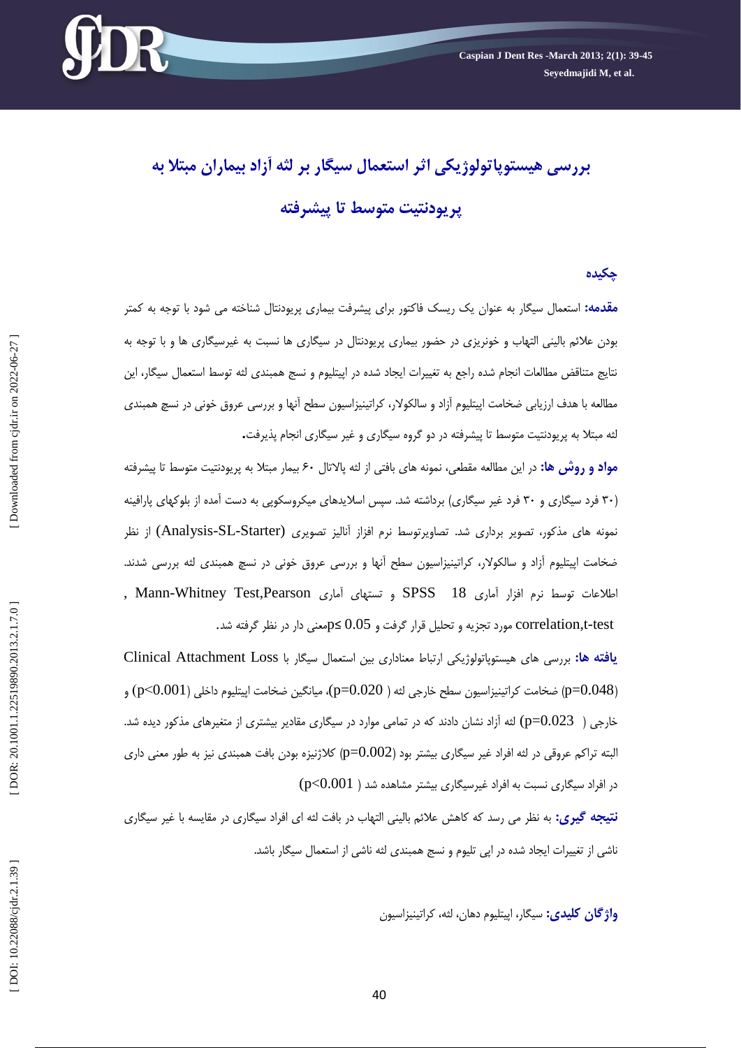# بررسی هیستوپاتولوژیکی اثر استعمال سیگار بر لثه آزاد بیماران مبتلا به پریودنتیت متوسط تا پیشرفته

## چکیده

**مقدمه:** استعمال سیگار به عنوان یک ریسک فاکتور برای پیشرفت بیماری پریودنتال شناخته می شود با توجه به کمتر بودن علائم بالینی التهاب و خونریزی در حضور بیماری پریودنتال در سیگاری ها نسبت به غیرسیگاری ها و با توجه به نتایج متناقض مطالعات انجام شده راجع به تغییرات ایجاد شده در اپیتلیوم و نسج همبندی لثه توسط استعمال سیگار، این مطالعه با هدف ارزیابی ضخامت اپیتلیوم آزاد و سالکولار، کراتینیزاسیون سطح آنها و بررسی عروق خونی در نسج همبندی لثه مبتلا به پریودنتیت متوسط تا پیشرفته در دو گروه سیگاری و غیر سیگاری انجام پذیرفت.

**مواد و روش ها:** در این مطالعه مقطعی، نمونه های بافتی از لثه پالاتال ۶۰ بیمار مبتلا به پریودنتیت متوسط تا پیشرفته (۳۰ فرد سیگاری و ۳۰ فرد غیر سیگاری) برداشته شد. سپس اسلایدهای میکروسکوپی به دست آمده از بلوکهای پارافینه نمونه های مذکور، تصویر برداری شد. تصاویرتوسط نرم افزار آنالیز تصویری (Analysis-SL-Starter) از نظر ضخامت اپیتلیوم آزاد و سالکولار، کراتینیزاسیون سطح آنها و بررسی عروق خونی در نسج همبندی لثه بررسی شدند. اطلاعات توسط نرم افزار آماری 18 SPSS و تستهای آماری Mann-Whitney Test,Pearson , correlation,t-test مورد تجزیه و تحلیل قرار گرفت و $p\leq 0.05$ معنی دار در نظر گرفته شد.

**یافته ها:** بررسی های هیستوپاتولوژیکی ارتباط معناداری بین استعمال سیگار با Clinical Attachment Loss ($p=0.048$) ضخامت کراتینیزاسیون سطح خارجی لثه ( $p=0.020$)، میانگین ضخامت اپیتلیوم داخلی ($p<0.001$) و خارجی ( $p=0.023$) لثه آزاد نشان دادند که در تمامی موارد در سیگاری مقادیر بیشتری از متغیرهای مذکور دیده شد. البته تراکم عروقی در لثه افراد غیر سیگاری بیشتر بود ($p=0.002$) کلاژنیزه بودن بافت همبندی نیز به طور معنی داری در افراد سیگاری نسبت به افراد غیرسیگاری بیشتر مشاهده شد ( $p<0.001$)

**نتیجه گیری:** به نظر می رسد که کاهش علائم بالینی التهاب در بافت لثه ای افراد سیگاری در مقایسه با غیر سیگاری ناشی از تغییرات ایجاد شده در اپی تلیوم و نسج همبندی لثه ناشی از استعمال سیگار باشد.

**واژگان کلیدی:** سیگار، اپیتلیوم دهان، لثه، کراتینیزاسیون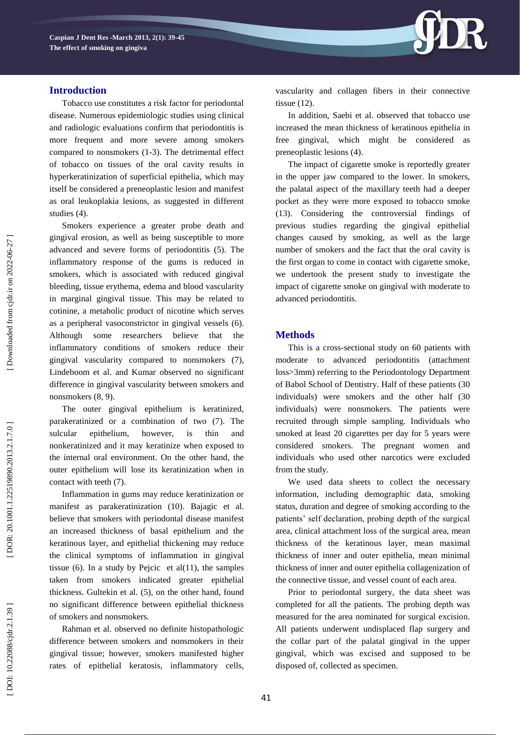## Introduction

Tobacco use constitutes a risk factor for periodontal disease. Numerous epidemiologic studies using clinical and radiologic evaluations confirm that periodontitis is more frequent and more severe among smokers compared to nonsmokers (1-3). The detrimental effect of tobacco on tissues of the oral cavity results in hyperkeratinization of superficial epithelia, which may itself be considered a preneoplastic lesion and manifest as oral leukoplakia lesions, as suggested in different studies (4).

Smokers experience a greater probe death and gingival erosion, as well as being susceptible to more advanced and severe forms of periodontitis (5). The inflammatory response of the gums is reduced in smokers, which is associated with reduced gingival bleeding, tissue erythema, edema and blood vascularity in marginal gingival tissue. This may be related to cotinine, a metabolic product of nicotine which serves as a peripheral vasoconstrictor in gingival vessels (6). Although some researchers believe that the inflammatory conditions of smokers reduce their gingival vascularity compared to nonsmokers (7), Lindeboom et al. and Kumar observed no significant difference in gingival vascularity between smokers and nonsmokers (8, 9).

The outer gingival epithelium is keratinized, parakeratinized or a combination of two (7). The sulcular epithelium, however, is thin and nonkeratinized and it may keratinize when exposed to the internal oral environment. On the other hand, the outer epithelium will lose its keratinization when in contact with teeth (7).

Inflammation in gums may reduce keratinization or manifest as parakeratinization (10). Bajagic et al. believe that smokers with periodontal disease manifest an increased thickness of basal epithelium and the keratinous layer, and epithelial thickening may reduce the clinical symptoms of inflammation in gingival tissue (6). In a study by Pejcic et al(11), the samples taken from smokers indicated greater epithelial thickness. Gultekin et al. (5), on the other hand, found no significant difference between epithelial thickness of smokers and nonsmokers.

Rahman et al. observed no definite histopathologic difference between smokers and nonsmokers in their gingival tissue; however, smokers manifested higher rates of epithelial keratosis, inflammatory cells, vascularity and collagen fibers in their connective tissue (12).

In addition, Saebi et al. observed that tobacco use increased the mean thickness of keratinous epithelia in free gingival, which might be considered as preneoplastic lesions (4).

The impact of cigarette smoke is reportedly greater in the upper jaw compared to the lower. In smokers, the palatal aspect of the maxillary teeth had a deeper pocket as they were more exposed to tobacco smoke (13). Considering the controversial findings of previous studies regarding the gingival epithelial changes caused by smoking, as well as the large number of smokers and the fact that the oral cavity is the first organ to come in contact with cigarette smoke, we undertook the present study to investigate the impact of cigarette smoke on gingival with moderate to advanced periodontitis.

## Methods

This is a cross-sectional study on 60 patients with moderate to advanced periodontitis (attachment loss>3mm) referring to the Periodontology Department of Babol School of Dentistry. Half of these patients (30 individuals) were smokers and the other half (30 individuals) were nonsmokers. The patients were recruited through simple sampling. Individuals who smoked at least 20 cigarettes per day for 5 years were considered smokers. The pregnant women and individuals who used other narcotics were excluded from the study.

We used data sheets to collect the necessary information, including demographic data, smoking status, duration and degree of smoking according to the patients' self declaration, probing depth of the surgical area, clinical attachment loss of the surgical area, mean thickness of the keratinous layer, mean maximal thickness of inner and outer epithelia, mean minimal thickness of inner and outer epithelia collagenization of the connective tissue, and vessel count of each area.

Prior to periodontal surgery, the data sheet was completed for all the patients. The probing depth was measured for the area nominated for surgical excision. All patients underwent undisplaced flap surgery and the collar part of the palatal gingival in the upper gingival, which was excised and supposed to be disposed of, collected as specimen.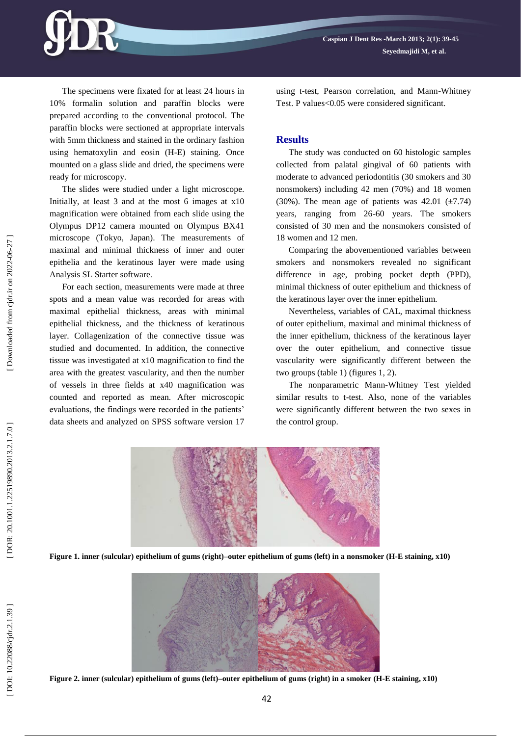The specimens were fixated for at least 24 hours in 10% formalin solution and paraffin blocks were prepared according to the conventional protocol. The paraffin blocks were sectioned at appropriate intervals with 5mm thickness and stained in the ordinary fashion using hematoxylin and eosin (H-E) staining. Once mounted on a glass slide and dried, the specimens were ready for microscopy.

The slides were studied under a light microscope. Initially, at least 3 and at the most 6 images at x10 magnification were obtained from each slide using the Olympus DP12 camera mounted on Olympus BX41 microscope (Tokyo, Japan). The measurements of maximal and minimal thickness of inner and outer epithelia and the keratinous layer were made using Analysis SL Starter software.

For each section, measurements were made at three spots and a mean value was recorded for areas with maximal epithelial thickness, areas with minimal epithelial thickness, and the thickness of keratinous layer. Collagenization of the connective tissue was studied and documented. In addition, the connective tissue was investigated at x10 magnification to find the area with the greatest vascularity, and then the number of vessels in three fields at x40 magnification was counted and reported as mean. After microscopic evaluations, the findings were recorded in the patients' data sheets and analyzed on SPSS software version 17 using t-test, Pearson correlation, and Mann-Whitney Test. P values<0.05 were considered significant.

## Results

The study was conducted on 60 histologic samples collected from palatal gingival of 60 patients with moderate to advanced periodontitis (30 smokers and 30 nonsmokers) including 42 men (70%) and 18 women (30%). The mean age of patients was 42.01 (±7.74) years, ranging from 26-60 years. The smokers consisted of 30 men and the nonsmokers consisted of 18 women and 12 men.

Comparing the abovementioned variables between smokers and nonsmokers revealed no significant difference in age, probing pocket depth (PPD), minimal thickness of outer epithelium and thickness of the keratinous layer over the inner epithelium.

Nevertheless, variables of CAL, maximal thickness of outer epithelium, maximal and minimal thickness of the inner epithelium, thickness of the keratinous layer over the outer epithelium, and connective tissue vascularity were significantly different between the two groups (table 1) (figures 1, 2).

The nonparametric Mann-Whitney Test yielded similar results to t-test. Also, none of the variables were significantly different between the two sexes in the control group.

**Figure 1. inner (sulcular) epithelium of gums (right)–outer epithelium of gums (left) in a nonsmoker (H-E staining, x10)**

**Figure 2. inner (sulcular) epithelium of gums (left)–outer epithelium of gums (right) in a smoker (H-E staining, x10)**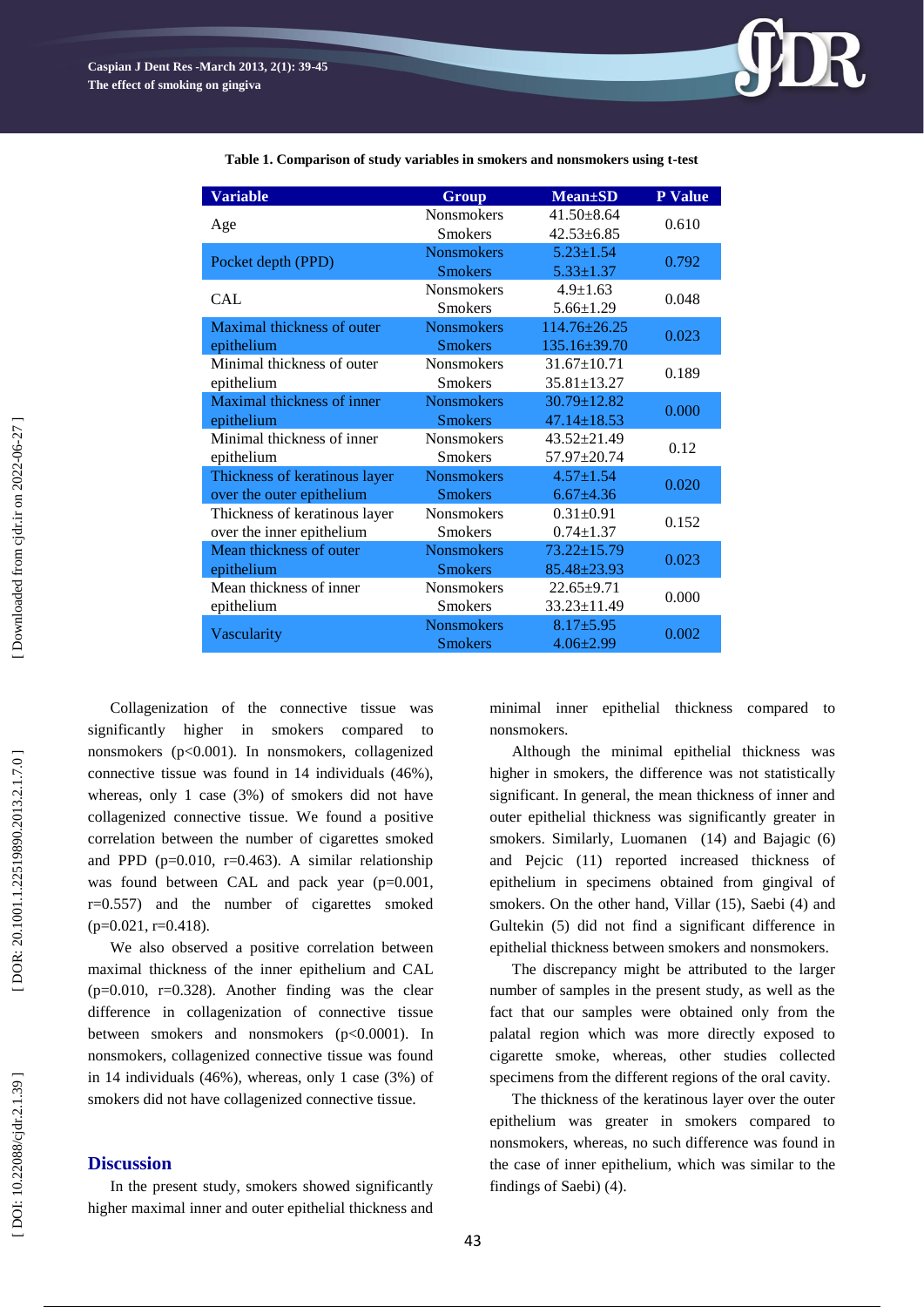**Table 1. Comparison of study variables in smokers and nonsmokers using t-test**

| Variable | Group | Mean±SD | P Value |
|---|---|---|---|
| Age | Nonsmokers | 41.50±8.64 | 0.610 |
| | Smokers | 42.53±6.85 | |
| Pocket depth (PPD) | Nonsmokers | 5.23±1.54 | 0.792 |
| | Smokers | 5.33±1.37 | |
| CAL | Nonsmokers | 4.9±1.63 | 0.048 |
| | Smokers | 5.66±1.29 | |
| Maximal thickness of outer epithelium | Nonsmokers | 114.76±26.25 | 0.023 |
| | Smokers | 135.16±39.70 | |
| Minimal thickness of outer epithelium | Nonsmokers | 31.67±10.71 | 0.189 |
| | Smokers | 35.81±13.27 | |
| Maximal thickness of inner epithelium | Nonsmokers | 30.79±12.82 | 0.000 |
| | Smokers | 47.14±18.53 | |
| Minimal thickness of inner epithelium | Nonsmokers | 43.52±21.49 | 0.12 |
| | Smokers | 57.97±20.74 | |
| Thickness of keratinous layer over the outer epithelium | Nonsmokers | 4.57±1.54 | 0.020 |
| | Smokers | 6.67±4.36 | |
| Thickness of keratinous layer over the inner epithelium | Nonsmokers | 0.31±0.91 | 0.152 |
| | Smokers | 0.74±1.37 | |
| Mean thickness of outer epithelium | Nonsmokers | 73.22±15.79 | 0.023 |
| | Smokers | 85.48±23.93 | |
| Mean thickness of inner epithelium | Nonsmokers | 22.65±9.71 | 0.000 |
| | Smokers | 33.23±11.49 | |
| Vascularity | Nonsmokers | 8.17±5.95 | 0.002 |
| | Smokers | 4.06±2.99 | |

Collagenization of the connective tissue was significantly higher in smokers compared to nonsmokers (p<0.001). In nonsmokers, collagenized connective tissue was found in 14 individuals (46%), whereas, only 1 case (3%) of smokers did not have collagenized connective tissue. We found a positive correlation between the number of cigarettes smoked and PPD (p=0.010, r=0.463). A similar relationship was found between CAL and pack year (p=0.001, r=0.557) and the number of cigarettes smoked (p=0.021, r=0.418).

We also observed a positive correlation between maximal thickness of the inner epithelium and CAL (p=0.010, r=0.328). Another finding was the clear difference in collagenization of connective tissue between smokers and nonsmokers (p<0.0001). In nonsmokers, collagenized connective tissue was found in 14 individuals (46%), whereas, only 1 case (3%) of smokers did not have collagenized connective tissue.

## Discussion

In the present study, smokers showed significantly higher maximal inner and outer epithelial thickness and minimal inner epithelial thickness compared to nonsmokers.

Although the minimal epithelial thickness was higher in smokers, the difference was not statistically significant. In general, the mean thickness of inner and outer epithelial thickness was significantly greater in smokers. Similarly, Luomanen (14) and Bajagic (6) and Pejcic (11) reported increased thickness of epithelium in specimens obtained from gingival of smokers. On the other hand, Villar (15), Saebi (4) and Gultekin (5) did not find a significant difference in epithelial thickness between smokers and nonsmokers.

The discrepancy might be attributed to the larger number of samples in the present study, as well as the fact that our samples were obtained only from the palatal region which was more directly exposed to cigarette smoke, whereas, other studies collected specimens from the different regions of the oral cavity.

The thickness of the keratinous layer over the outer epithelium was greater in smokers compared to nonsmokers, whereas, no such difference was found in the case of inner epithelium, which was similar to the findings of Saebi) (4).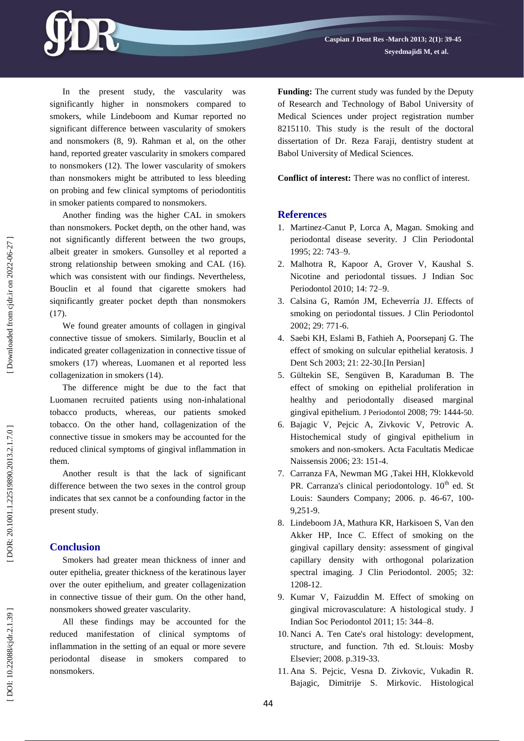In the present study, the vascularity was significantly higher in nonsmokers compared to smokers, while Lindeboom and Kumar reported no significant difference between vascularity of smokers and nonsmokers (8, 9). Rahman et al, on the other hand, reported greater vascularity in smokers compared to nonsmokers (12). The lower vascularity of smokers than nonsmokers might be attributed to less bleeding on probing and few clinical symptoms of periodontitis in smoker patients compared to nonsmokers.

Another finding was the higher CAL in smokers than nonsmokers. Pocket depth, on the other hand, was not significantly different between the two groups, albeit greater in smokers. Gunsolley et al reported a strong relationship between smoking and CAL (16). which was consistent with our findings. Nevertheless, Bouclin et al found that cigarette smokers had siqnificantly greater pocket depth than nonsmokers (17).

We found greater amounts of collagen in gingival connective tissue of smokers. Similarly, Bouclin et al indicated greater collagenization in connective tissue of smokers (17) whereas, Luomanen et al reported less collagenization in smokers (14).

The difference might be due to the fact that Luomanen recruited patients using non-inhalational tobacco products, whereas, our patients smoked tobacco. On the other hand, collagenization of the connective tissue in smokers may be accounted for the reduced clinical symptoms of gingival inflammation in them.

Another result is that the lack of significant difference between the two sexes in the control group indicates that sex cannot be a confounding factor in the present study.

## Conclusion

Smokers had greater mean thickness of inner and outer epithelia, greater thickness of the keratinous layer over the outer epithelium, and greater collagenization in connective tissue of their gum. On the other hand, nonsmokers showed greater vascularity.

All these findings may be accounted for the reduced manifestation of clinical symptoms of inflammation in the setting of an equal or more severe periodontal disease in smokers compared to nonsmokers.

**Funding:** The current study was funded by the Deputy of Research and Technology of Babol University of Medical Sciences under project registration number 8215110. This study is the result of the doctoral dissertation of Dr. Reza Faraji, dentistry student at Babol University of Medical Sciences.

**Conflict of interest:** There was no conflict of interest.

## References

1. Martinez-Canut P, Lorca A, Magan. Smoking and periodontal disease severity. J Clin Periodontal 1995; 22: 743–9.
2. Malhotra R, Kapoor A, Grover V, Kaushal S. Nicotine and periodontal tissues. J Indian Soc Periodontol 2010; 14: 72–9.
3. Calsina G, Ramón JM, Echeverría JJ. Effects of smoking on periodontal tissues. J Clin Periodontol 2002; 29: 771-6.
4. Saebi KH, Eslami B, Fathieh A, Poorsepanj G. The effect of smoking on sulcular epithelial keratosis. J Dent Sch 2003; 21: 22-30.[In Persian]
5. Gültekin SE, Sengüven B, Karaduman B. The effect of smoking on epithelial proliferation in healthy and periodontally diseased marginal gingival epithelium. J Periodontol 2008; 79: 1444-50.
6. Bajagic V, Pejcic A, Zivkovic V, Petrovic A. Histochemical study of gingival epithelium in smokers and non-smokers. Acta Facultatis Medicae Naissensis 2006; 23: 151-4.
7. Carranza FA, Newman MG ,Takei HH, Klokkevold PR. Carranza's clinical periodontology. 10th ed. St Louis: Saunders Company; 2006. p. 46-67, 100-9,251-9.
8. Lindeboom JA, Mathura KR, Harkisoen S, Van den Akker HP, Ince C. Effect of smoking on the gingival capillary density: assessment of gingival capillary density with orthogonal polarization spectral imaging. J Clin Periodontol. 2005; 32: 1208-12.
9. Kumar V, Faizuddin M. Effect of smoking on gingival microvasculature: A histological study. J Indian Soc Periodontol 2011; 15: 344–8.
10. Nanci A. Ten Cate's oral histology: development, structure, and function. 7th ed. St.louis: Mosby Elsevier; 2008. p.319-33.
11. Ana S. Pejcic, Vesna D. Zivkovic, Vukadin R. Bajagic, Dimitrije S. Mirkovic. Histological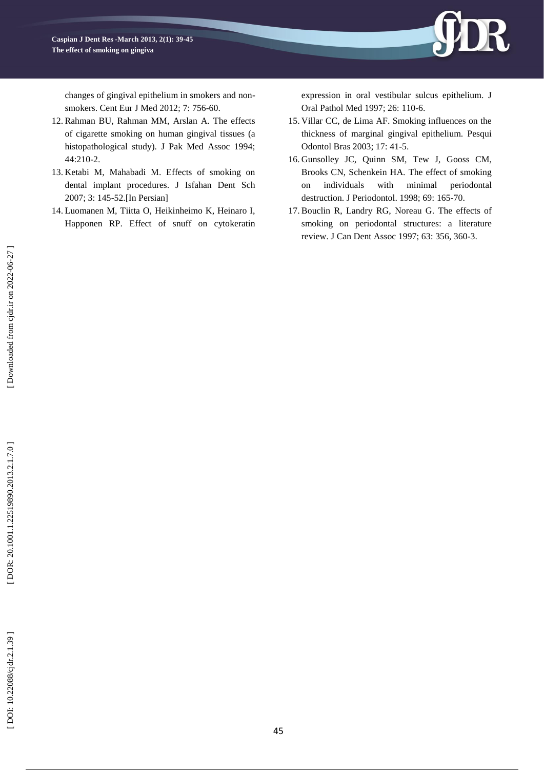changes of gingival epithelium in smokers and non-smokers. Cent Eur J Med 2012; 7: 756-60.

12. Rahman BU, Rahman MM, Arslan A. The effects of cigarette smoking on human gingival tissues (a histopathological study). J Pak Med Assoc 1994; 44:210-2.
13. Ketabi M, Mahabadi M. Effects of smoking on dental implant procedures. J Isfahan Dent Sch 2007; 3: 145-52.[In Persian]
14. Luomanen M, Tiitta O, Heikinheimo K, Heinaro I, Happonen RP. Effect of snuff on cytokeratin expression in oral vestibular sulcus epithelium. J Oral Pathol Med 1997; 26: 110-6.
15. Villar CC, de Lima AF. Smoking influences on the thickness of marginal gingival epithelium. Pesqui Odontol Bras 2003; 17: 41-5.
16. Gunsolley JC, Quinn SM, Tew J, Gooss CM, Brooks CN, Schenkein HA. The effect of smoking on individuals with minimal periodontal destruction. J Periodontol. 1998; 69: 165-70.
17. Bouclin R, Landry RG, Noreau G. The effects of smoking on periodontal structures: a literature review. J Can Dent Assoc 1997; 63: 356, 360-3.